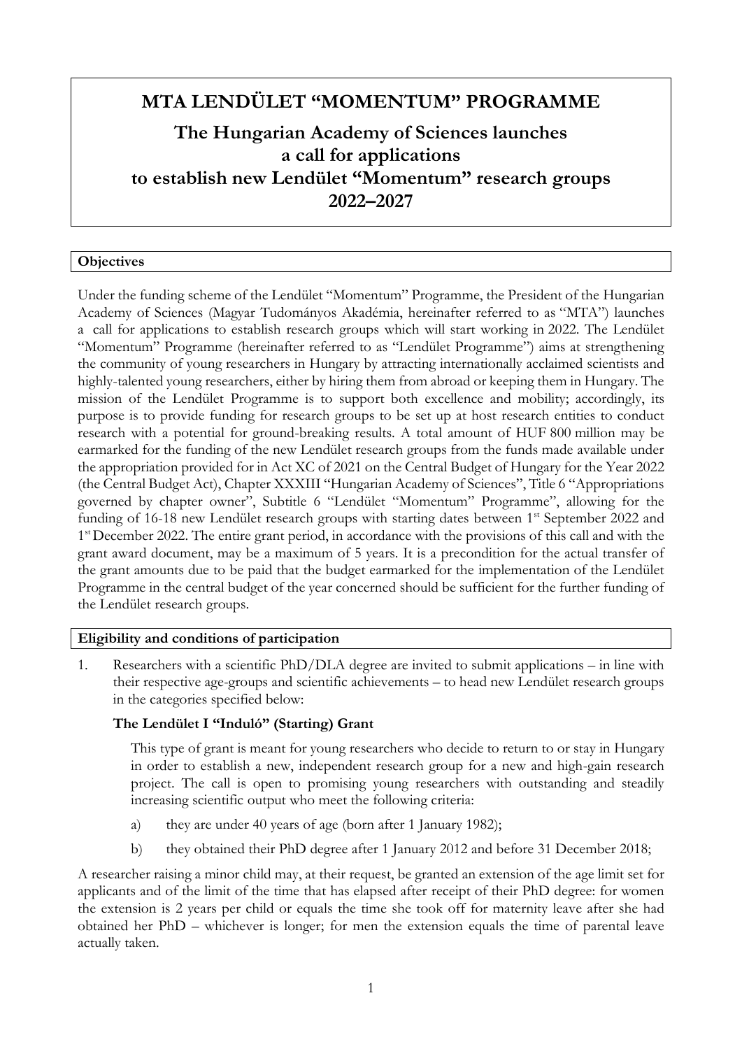# MTA LENDÜLET "MOMENTUM" PROGRAMME

## The Hungarian Academy of Sciences launches a call for applications to establish new Lendület "Momentum" research groups 2022–2027

### Objectives

Under the funding scheme of the Lendület "Momentum" Programme, the President of the Hungarian Academy of Sciences (Magyar Tudományos Akadémia, hereinafter referred to as "MTA") launches a call for applications to establish research groups which will start working in 2022. The Lendület "Momentum" Programme (hereinafter referred to as "Lendület Programme") aims at strengthening the community of young researchers in Hungary by attracting internationally acclaimed scientists and highly-talented young researchers, either by hiring them from abroad or keeping them in Hungary. The mission of the Lendület Programme is to support both excellence and mobility; accordingly, its purpose is to provide funding for research groups to be set up at host research entities to conduct research with a potential for ground-breaking results. A total amount of HUF 800 million may be earmarked for the funding of the new Lendület research groups from the funds made available under the appropriation provided for in Act XC of 2021 on the Central Budget of Hungary for the Year 2022 (the Central Budget Act), Chapter XXXIII "Hungarian Academy of Sciences", Title 6 "Appropriations governed by chapter owner", Subtitle 6 "Lendület "Momentum" Programme", allowing for the funding of 16-18 new Lendület research groups with starting dates between 1st September 2022 and 1st December 2022. The entire grant period, in accordance with the provisions of this call and with the grant award document, may be a maximum of 5 years. It is a precondition for the actual transfer of the grant amounts due to be paid that the budget earmarked for the implementation of the Lendület Programme in the central budget of the year concerned should be sufficient for the further funding of the Lendület research groups.

### Eligibility and conditions of participation

1. Researchers with a scientific PhD/DLA degree are invited to submit applications – in line with their respective age-groups and scientific achievements – to head new Lendület research groups in the categories specified below:

   **The Lendület I "Induló" (Starting) Grant**

   This type of grant is meant for young researchers who decide to return to or stay in Hungary in order to establish a new, independent research group for a new and high-gain research project. The call is open to promising young researchers with outstanding and steadily increasing scientific output who meet the following criteria:

   a) they are under 40 years of age (born after 1 January 1982);

   b) they obtained their PhD degree after 1 January 2012 and before 31 December 2018;

A researcher raising a minor child may, at their request, be granted an extension of the age limit set for applicants and of the limit of the time that has elapsed after receipt of their PhD degree: for women the extension is 2 years per child or equals the time she took off for maternity leave after she had obtained her PhD – whichever is longer; for men the extension equals the time of parental leave actually taken.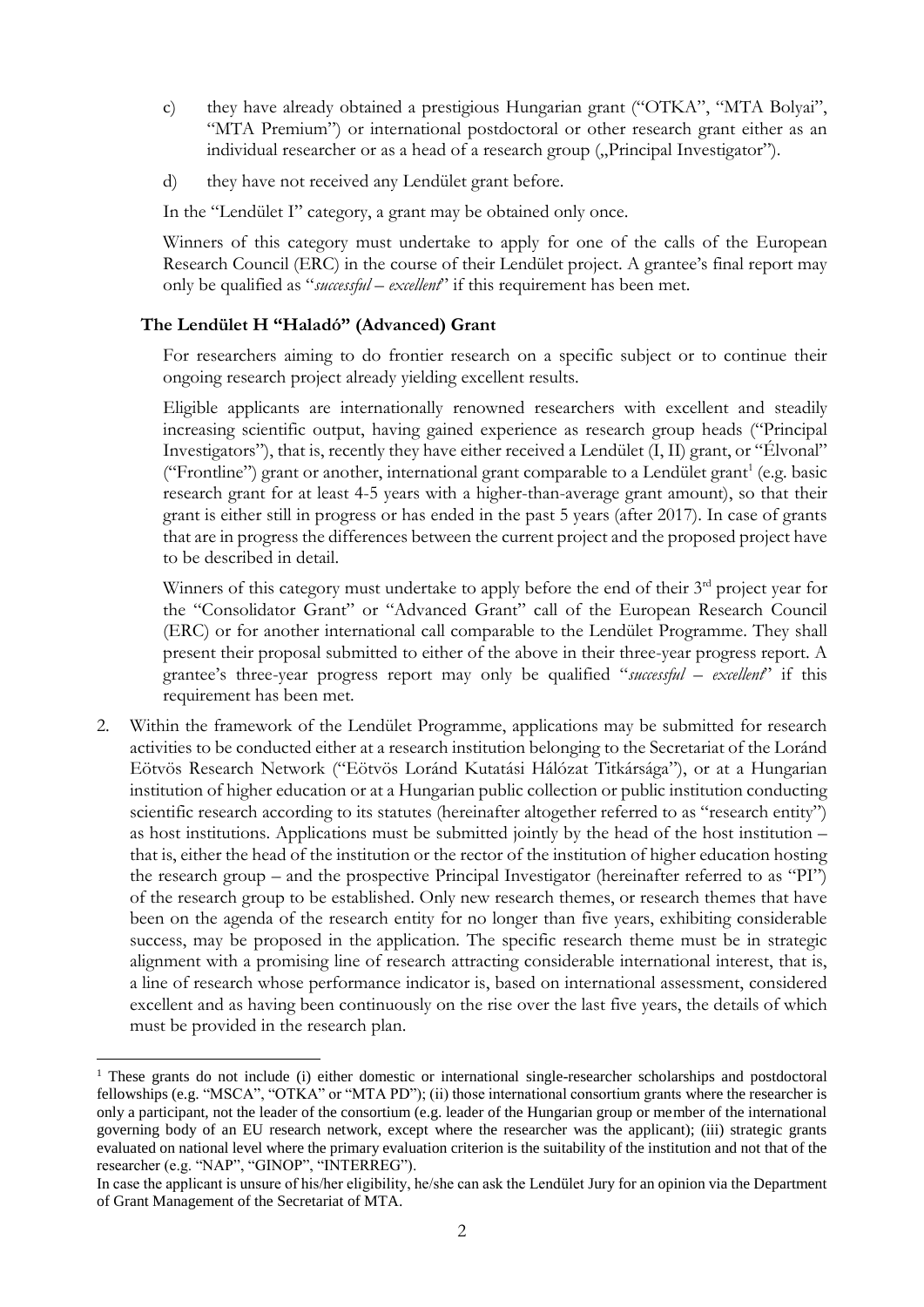c) they have already obtained a prestigious Hungarian grant ("OTKA", "MTA Bolyai", "MTA Premium") or international postdoctoral or other research grant either as an individual researcher or as a head of a research group („Principal Investigator").

d) they have not received any Lendület grant before.

In the "Lendület I" category, a grant may be obtained only once.

Winners of this category must undertake to apply for one of the calls of the European Research Council (ERC) in the course of their Lendület project. A grantee's final report may only be qualified as "*successful – excellent*" if this requirement has been met.

**The Lendület H "Haladó" (Advanced) Grant**

For researchers aiming to do frontier research on a specific subject or to continue their ongoing research project already yielding excellent results.

Eligible applicants are internationally renowned researchers with excellent and steadily increasing scientific output, having gained experience as research group heads ("Principal Investigators"), that is, recently they have either received a Lendület (I, II) grant, or "Élvonal" ("Frontline") grant or another, international grant comparable to a Lendület grant[1] (e.g. basic research grant for at least 4-5 years with a higher-than-average grant amount), so that their grant is either still in progress or has ended in the past 5 years (after 2017). In case of grants that are in progress the differences between the current project and the proposed project have to be described in detail.

Winners of this category must undertake to apply before the end of their 3rd project year for the "Consolidator Grant" or "Advanced Grant" call of the European Research Council (ERC) or for another international call comparable to the Lendület Programme. They shall present their proposal submitted to either of the above in their three-year progress report. A grantee's three-year progress report may only be qualified "*successful – excellent*" if this requirement has been met.

2. Within the framework of the Lendület Programme, applications may be submitted for research activities to be conducted either at a research institution belonging to the Secretariat of the Loránd Eötvös Research Network ("Eötvös Loránd Kutatási Hálózat Titkársága"), or at a Hungarian institution of higher education or at a Hungarian public collection or public institution conducting scientific research according to its statutes (hereinafter altogether referred to as "research entity") as host institutions. Applications must be submitted jointly by the head of the host institution – that is, either the head of the institution or the rector of the institution of higher education hosting the research group – and the prospective Principal Investigator (hereinafter referred to as "PI") of the research group to be established. Only new research themes, or research themes that have been on the agenda of the research entity for no longer than five years, exhibiting considerable success, may be proposed in the application. The specific research theme must be in strategic alignment with a promising line of research attracting considerable international interest, that is, a line of research whose performance indicator is, based on international assessment, considered excellent and as having been continuously on the rise over the last five years, the details of which must be provided in the research plan.

---

[1] These grants do not include (i) either domestic or international single-researcher scholarships and postdoctoral fellowships (e.g. "MSCA", "OTKA" or "MTA PD"); (ii) those international consortium grants where the researcher is only a participant, not the leader of the consortium (e.g. leader of the Hungarian group or member of the international governing body of an EU research network, except where the researcher was the applicant); (iii) strategic grants evaluated on national level where the primary evaluation criterion is the suitability of the institution and not that of the researcher (e.g. "NAP", "GINOP", "INTERREG").

In case the applicant is unsure of his/her eligibility, he/she can ask the Lendület Jury for an opinion via the Department of Grant Management of the Secretariat of MTA.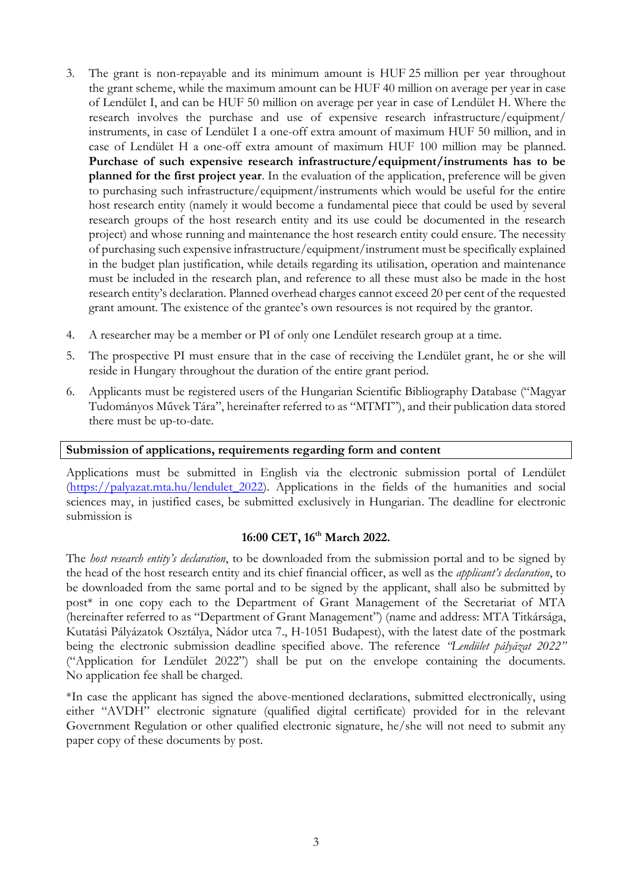3. The grant is non-repayable and its minimum amount is HUF 25 million per year throughout the grant scheme, while the maximum amount can be HUF 40 million on average per year in case of Lendület I, and can be HUF 50 million on average per year in case of Lendület H. Where the research involves the purchase and use of expensive research infrastructure/equipment/ instruments, in case of Lendület I a one-off extra amount of maximum HUF 50 million, and in case of Lendület H a one-off extra amount of maximum HUF 100 million may be planned. **Purchase of such expensive research infrastructure/equipment/instruments has to be planned for the first project year**. In the evaluation of the application, preference will be given to purchasing such infrastructure/equipment/instruments which would be useful for the entire host research entity (namely it would become a fundamental piece that could be used by several research groups of the host research entity and its use could be documented in the research project) and whose running and maintenance the host research entity could ensure. The necessity of purchasing such expensive infrastructure/equipment/instrument must be specifically explained in the budget plan justification, while details regarding its utilisation, operation and maintenance must be included in the research plan, and reference to all these must also be made in the host research entity's declaration. Planned overhead charges cannot exceed 20 per cent of the requested grant amount. The existence of the grantee's own resources is not required by the grantor.
4. A researcher may be a member or PI of only one Lendület research group at a time.
5. The prospective PI must ensure that in the case of receiving the Lendület grant, he or she will reside in Hungary throughout the duration of the entire grant period.
6. Applicants must be registered users of the Hungarian Scientific Bibliography Database ("Magyar Tudományos Művek Tára", hereinafter referred to as "MTMT"), and their publication data stored there must be up-to-date.

## Submission of applications, requirements regarding form and content

Applications must be submitted in English via the electronic submission portal of Lendület (https://palyazat.mta.hu/lendulet_2022). Applications in the fields of the humanities and social sciences may, in justified cases, be submitted exclusively in Hungarian. The deadline for electronic submission is

**16:00 CET, 16th March 2022.**

The *host research entity's declaration*, to be downloaded from the submission portal and to be signed by the head of the host research entity and its chief financial officer, as well as the *applicant's declaration*, to be downloaded from the same portal and to be signed by the applicant, shall also be submitted by post* in one copy each to the Department of Grant Management of the Secretariat of MTA (hereinafter referred to as "Department of Grant Management") (name and address: MTA Titkársága, Kutatási Pályázatok Osztálya, Nádor utca 7., H-1051 Budapest), with the latest date of the postmark being the electronic submission deadline specified above. The reference *"Lendület pályázat 2022"* ("Application for Lendület 2022") shall be put on the envelope containing the documents. No application fee shall be charged.

*In case the applicant has signed the above-mentioned declarations, submitted electronically, using either "AVDH" electronic signature (qualified digital certificate) provided for in the relevant Government Regulation or other qualified electronic signature, he/she will not need to submit any paper copy of these documents by post.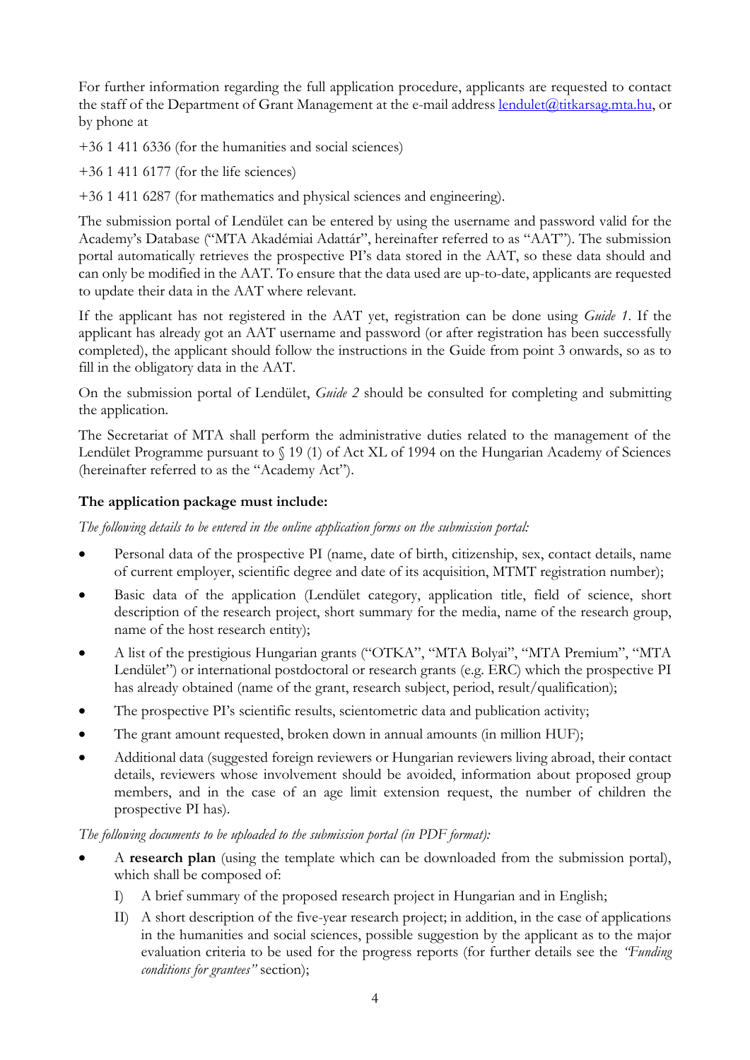For further information regarding the full application procedure, applicants are requested to contact the staff of the Department of Grant Management at the e-mail address lendulet@titkarsag.mta.hu, or by phone at

+36 1 411 6336 (for the humanities and social sciences)

+36 1 411 6177 (for the life sciences)

+36 1 411 6287 (for mathematics and physical sciences and engineering).

The submission portal of Lendület can be entered by using the username and password valid for the Academy's Database ("MTA Akadémiai Adattár", hereinafter referred to as "AAT"). The submission portal automatically retrieves the prospective PI's data stored in the AAT, so these data should and can only be modified in the AAT. To ensure that the data used are up-to-date, applicants are requested to update their data in the AAT where relevant.

If the applicant has not registered in the AAT yet, registration can be done using *Guide 1*. If the applicant has already got an AAT username and password (or after registration has been successfully completed), the applicant should follow the instructions in the Guide from point 3 onwards, so as to fill in the obligatory data in the AAT.

On the submission portal of Lendület, *Guide 2* should be consulted for completing and submitting the application.

The Secretariat of MTA shall perform the administrative duties related to the management of the Lendület Programme pursuant to § 19 (1) of Act XL of 1994 on the Hungarian Academy of Sciences (hereinafter referred to as the "Academy Act").

**The application package must include:**

*The following details to be entered in the online application forms on the submission portal:*

- Personal data of the prospective PI (name, date of birth, citizenship, sex, contact details, name of current employer, scientific degree and date of its acquisition, MTMT registration number);
- Basic data of the application (Lendület category, application title, field of science, short description of the research project, short summary for the media, name of the research group, name of the host research entity);
- A list of the prestigious Hungarian grants ("OTKA", "MTA Bolyai", "MTA Premium", "MTA Lendület") or international postdoctoral or research grants (e.g. ERC) which the prospective PI has already obtained (name of the grant, research subject, period, result/qualification);
- The prospective PI's scientific results, scientometric data and publication activity;
- The grant amount requested, broken down in annual amounts (in million HUF);
- Additional data (suggested foreign reviewers or Hungarian reviewers living abroad, their contact details, reviewers whose involvement should be avoided, information about proposed group members, and in the case of an age limit extension request, the number of children the prospective PI has).

*The following documents to be uploaded to the submission portal (in PDF format):*

- A **research plan** (using the template which can be downloaded from the submission portal), which shall be composed of:
  - I) A brief summary of the proposed research project in Hungarian and in English;
  - II) A short description of the five-year research project; in addition, in the case of applications in the humanities and social sciences, possible suggestion by the applicant as to the major evaluation criteria to be used for the progress reports (for further details see the *"Funding conditions for grantees"* section);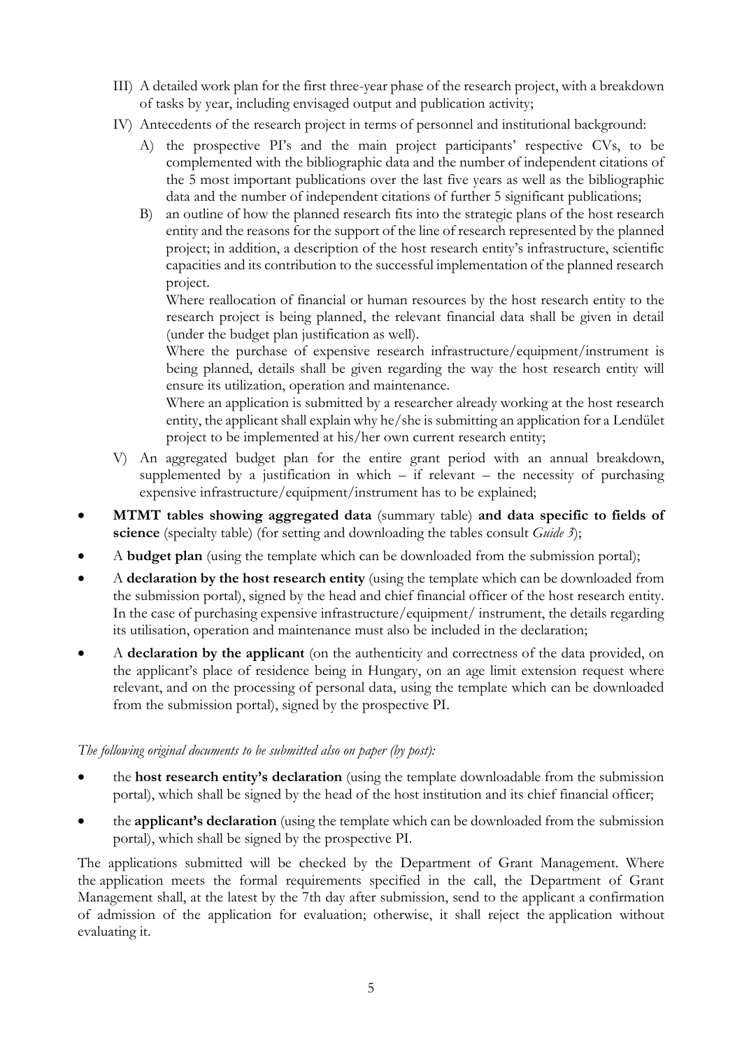III) A detailed work plan for the first three-year phase of the research project, with a breakdown of tasks by year, including envisaged output and publication activity;

IV) Antecedents of the research project in terms of personnel and institutional background:

  A) the prospective PI's and the main project participants' respective CVs, to be complemented with the bibliographic data and the number of independent citations of the 5 most important publications over the last five years as well as the bibliographic data and the number of independent citations of further 5 significant publications;

  B) an outline of how the planned research fits into the strategic plans of the host research entity and the reasons for the support of the line of research represented by the planned project; in addition, a description of the host research entity's infrastructure, scientific capacities and its contribution to the successful implementation of the planned research project.

  Where reallocation of financial or human resources by the host research entity to the research project is being planned, the relevant financial data shall be given in detail (under the budget plan justification as well).

  Where the purchase of expensive research infrastructure/equipment/instrument is being planned, details shall be given regarding the way the host research entity will ensure its utilization, operation and maintenance.

  Where an application is submitted by a researcher already working at the host research entity, the applicant shall explain why he/she is submitting an application for a Lendület project to be implemented at his/her own current research entity;

V) An aggregated budget plan for the entire grant period with an annual breakdown, supplemented by a justification in which – if relevant – the necessity of purchasing expensive infrastructure/equipment/instrument has to be explained;

- **MTMT tables showing aggregated data** (summary table) **and data specific to fields of science** (specialty table) (for setting and downloading the tables consult *Guide 3*);
- A **budget plan** (using the template which can be downloaded from the submission portal);
- A **declaration by the host research entity** (using the template which can be downloaded from the submission portal), signed by the head and chief financial officer of the host research entity. In the case of purchasing expensive infrastructure/equipment/ instrument, the details regarding its utilisation, operation and maintenance must also be included in the declaration;
- A **declaration by the applicant** (on the authenticity and correctness of the data provided, on the applicant's place of residence being in Hungary, on an age limit extension request where relevant, and on the processing of personal data, using the template which can be downloaded from the submission portal), signed by the prospective PI.

*The following original documents to be submitted also on paper (by post):*

- the **host research entity's declaration** (using the template downloadable from the submission portal), which shall be signed by the head of the host institution and its chief financial officer;
- the **applicant's declaration** (using the template which can be downloaded from the submission portal), which shall be signed by the prospective PI.

The applications submitted will be checked by the Department of Grant Management. Where the application meets the formal requirements specified in the call, the Department of Grant Management shall, at the latest by the 7th day after submission, send to the applicant a confirmation of admission of the application for evaluation; otherwise, it shall reject the application without evaluating it.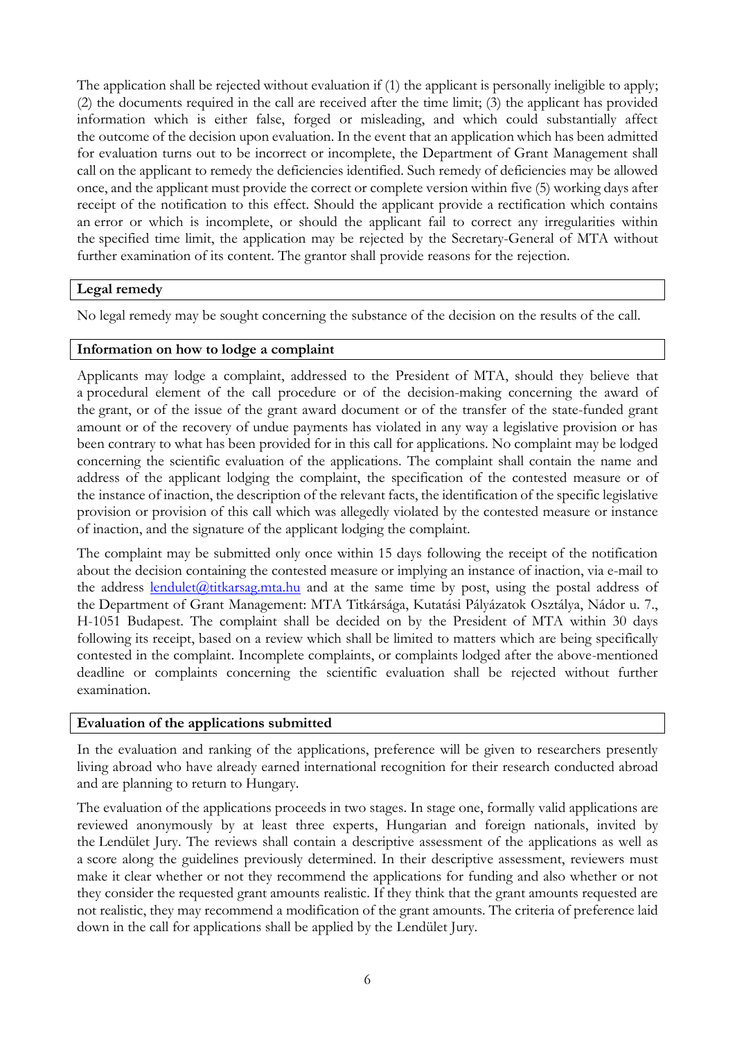The application shall be rejected without evaluation if (1) the applicant is personally ineligible to apply; (2) the documents required in the call are received after the time limit; (3) the applicant has provided information which is either false, forged or misleading, and which could substantially affect the outcome of the decision upon evaluation. In the event that an application which has been admitted for evaluation turns out to be incorrect or incomplete, the Department of Grant Management shall call on the applicant to remedy the deficiencies identified. Such remedy of deficiencies may be allowed once, and the applicant must provide the correct or complete version within five (5) working days after receipt of the notification to this effect. Should the applicant provide a rectification which contains an error or which is incomplete, or should the applicant fail to correct any irregularities within the specified time limit, the application may be rejected by the Secretary-General of MTA without further examination of its content. The grantor shall provide reasons for the rejection.

## Legal remedy

No legal remedy may be sought concerning the substance of the decision on the results of the call.

## Information on how to lodge a complaint

Applicants may lodge a complaint, addressed to the President of MTA, should they believe that a procedural element of the call procedure or of the decision-making concerning the award of the grant, or of the issue of the grant award document or of the transfer of the state-funded grant amount or of the recovery of undue payments has violated in any way a legislative provision or has been contrary to what has been provided for in this call for applications. No complaint may be lodged concerning the scientific evaluation of the applications. The complaint shall contain the name and address of the applicant lodging the complaint, the specification of the contested measure or of the instance of inaction, the description of the relevant facts, the identification of the specific legislative provision or provision of this call which was allegedly violated by the contested measure or instance of inaction, and the signature of the applicant lodging the complaint.

The complaint may be submitted only once within 15 days following the receipt of the notification about the decision containing the contested measure or implying an instance of inaction, via e-mail to the address lendulet@titkarsag.mta.hu and at the same time by post, using the postal address of the Department of Grant Management: MTA Titkársága, Kutatási Pályázatok Osztálya, Nádor u. 7., H-1051 Budapest. The complaint shall be decided on by the President of MTA within 30 days following its receipt, based on a review which shall be limited to matters which are being specifically contested in the complaint. Incomplete complaints, or complaints lodged after the above-mentioned deadline or complaints concerning the scientific evaluation shall be rejected without further examination.

## Evaluation of the applications submitted

In the evaluation and ranking of the applications, preference will be given to researchers presently living abroad who have already earned international recognition for their research conducted abroad and are planning to return to Hungary.

The evaluation of the applications proceeds in two stages. In stage one, formally valid applications are reviewed anonymously by at least three experts, Hungarian and foreign nationals, invited by the Lendület Jury. The reviews shall contain a descriptive assessment of the applications as well as a score along the guidelines previously determined. In their descriptive assessment, reviewers must make it clear whether or not they recommend the applications for funding and also whether or not they consider the requested grant amounts realistic. If they think that the grant amounts requested are not realistic, they may recommend a modification of the grant amounts. The criteria of preference laid down in the call for applications shall be applied by the Lendület Jury.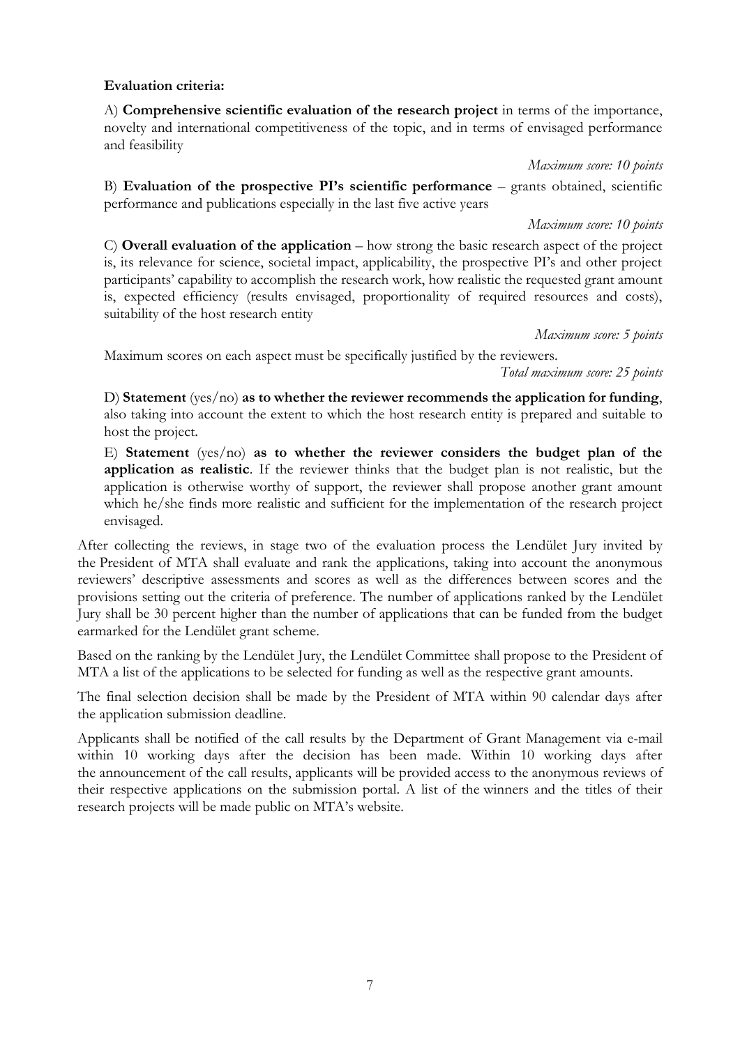**Evaluation criteria:**

A) **Comprehensive scientific evaluation of the research project** in terms of the importance, novelty and international competitiveness of the topic, and in terms of envisaged performance and feasibility

*Maximum score: 10 points*

B) **Evaluation of the prospective PI's scientific performance** – grants obtained, scientific performance and publications especially in the last five active years

*Maximum score: 10 points*

C) **Overall evaluation of the application** – how strong the basic research aspect of the project is, its relevance for science, societal impact, applicability, the prospective PI's and other project participants' capability to accomplish the research work, how realistic the requested grant amount is, expected efficiency (results envisaged, proportionality of required resources and costs), suitability of the host research entity

*Maximum score: 5 points*

Maximum scores on each aspect must be specifically justified by the reviewers.

*Total maximum score: 25 points*

D) **Statement** (yes/no) **as to whether the reviewer recommends the application for funding**, also taking into account the extent to which the host research entity is prepared and suitable to host the project.

E) **Statement** (yes/no) **as to whether the reviewer considers the budget plan of the application as realistic**. If the reviewer thinks that the budget plan is not realistic, but the application is otherwise worthy of support, the reviewer shall propose another grant amount which he/she finds more realistic and sufficient for the implementation of the research project envisaged.

After collecting the reviews, in stage two of the evaluation process the Lendület Jury invited by the President of MTA shall evaluate and rank the applications, taking into account the anonymous reviewers' descriptive assessments and scores as well as the differences between scores and the provisions setting out the criteria of preference. The number of applications ranked by the Lendület Jury shall be 30 percent higher than the number of applications that can be funded from the budget earmarked for the Lendület grant scheme.

Based on the ranking by the Lendület Jury, the Lendület Committee shall propose to the President of MTA a list of the applications to be selected for funding as well as the respective grant amounts.

The final selection decision shall be made by the President of MTA within 90 calendar days after the application submission deadline.

Applicants shall be notified of the call results by the Department of Grant Management via e-mail within 10 working days after the decision has been made. Within 10 working days after the announcement of the call results, applicants will be provided access to the anonymous reviews of their respective applications on the submission portal. A list of the winners and the titles of their research projects will be made public on MTA's website.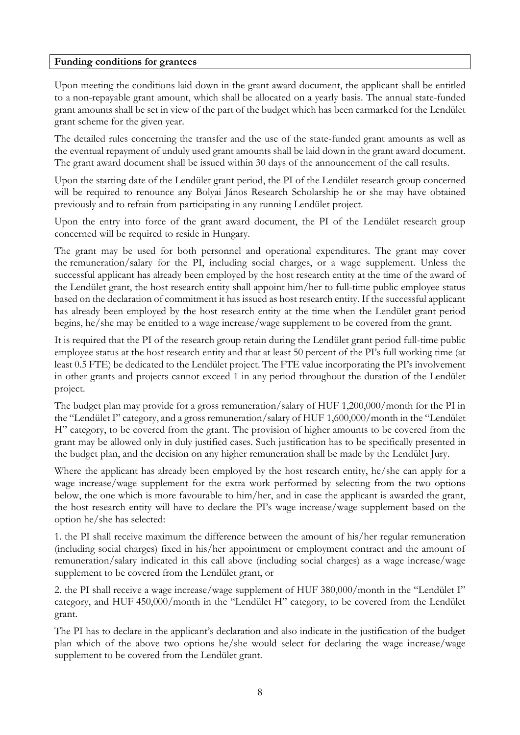**Funding conditions for grantees**

Upon meeting the conditions laid down in the grant award document, the applicant shall be entitled to a non-repayable grant amount, which shall be allocated on a yearly basis. The annual state-funded grant amounts shall be set in view of the part of the budget which has been earmarked for the Lendület grant scheme for the given year.

The detailed rules concerning the transfer and the use of the state-funded grant amounts as well as the eventual repayment of unduly used grant amounts shall be laid down in the grant award document. The grant award document shall be issued within 30 days of the announcement of the call results.

Upon the starting date of the Lendület grant period, the PI of the Lendület research group concerned will be required to renounce any Bolyai János Research Scholarship he or she may have obtained previously and to refrain from participating in any running Lendület project.

Upon the entry into force of the grant award document, the PI of the Lendület research group concerned will be required to reside in Hungary.

The grant may be used for both personnel and operational expenditures. The grant may cover the remuneration/salary for the PI, including social charges, or a wage supplement. Unless the successful applicant has already been employed by the host research entity at the time of the award of the Lendület grant, the host research entity shall appoint him/her to full-time public employee status based on the declaration of commitment it has issued as host research entity. If the successful applicant has already been employed by the host research entity at the time when the Lendület grant period begins, he/she may be entitled to a wage increase/wage supplement to be covered from the grant.

It is required that the PI of the research group retain during the Lendület grant period full-time public employee status at the host research entity and that at least 50 percent of the PI's full working time (at least 0.5 FTE) be dedicated to the Lendület project. The FTE value incorporating the PI's involvement in other grants and projects cannot exceed 1 in any period throughout the duration of the Lendület project.

The budget plan may provide for a gross remuneration/salary of HUF 1,200,000/month for the PI in the "Lendület I" category, and a gross remuneration/salary of HUF 1,600,000/month in the "Lendület H" category, to be covered from the grant. The provision of higher amounts to be covered from the grant may be allowed only in duly justified cases. Such justification has to be specifically presented in the budget plan, and the decision on any higher remuneration shall be made by the Lendület Jury.

Where the applicant has already been employed by the host research entity, he/she can apply for a wage increase/wage supplement for the extra work performed by selecting from the two options below, the one which is more favourable to him/her, and in case the applicant is awarded the grant, the host research entity will have to declare the PI's wage increase/wage supplement based on the option he/she has selected:

1. the PI shall receive maximum the difference between the amount of his/her regular remuneration (including social charges) fixed in his/her appointment or employment contract and the amount of remuneration/salary indicated in this call above (including social charges) as a wage increase/wage supplement to be covered from the Lendület grant, or

2. the PI shall receive a wage increase/wage supplement of HUF 380,000/month in the "Lendület I" category, and HUF 450,000/month in the "Lendület H" category, to be covered from the Lendület grant.

The PI has to declare in the applicant's declaration and also indicate in the justification of the budget plan which of the above two options he/she would select for declaring the wage increase/wage supplement to be covered from the Lendület grant.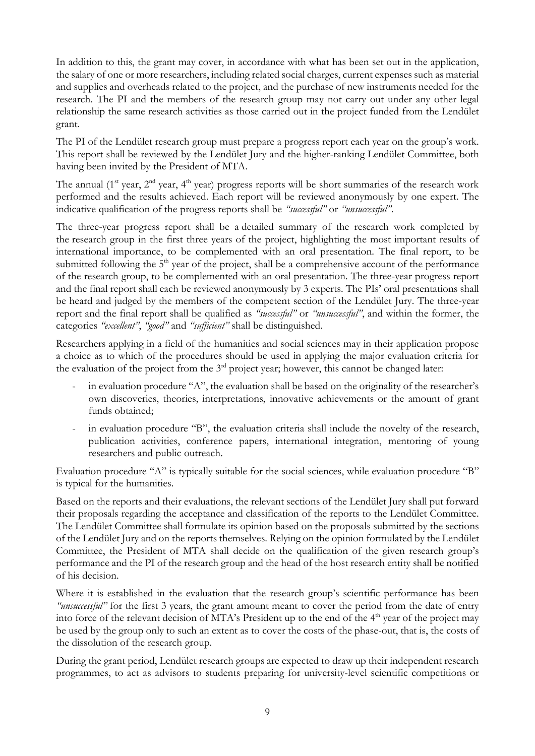In addition to this, the grant may cover, in accordance with what has been set out in the application, the salary of one or more researchers, including related social charges, current expenses such as material and supplies and overheads related to the project, and the purchase of new instruments needed for the research. The PI and the members of the research group may not carry out under any other legal relationship the same research activities as those carried out in the project funded from the Lendület grant.

The PI of the Lendület research group must prepare a progress report each year on the group's work. This report shall be reviewed by the Lendület Jury and the higher-ranking Lendület Committee, both having been invited by the President of MTA.

The annual (1st year, 2nd year, 4th year) progress reports will be short summaries of the research work performed and the results achieved. Each report will be reviewed anonymously by one expert. The indicative qualification of the progress reports shall be *"successful"* or *"unsuccessful"*.

The three-year progress report shall be a detailed summary of the research work completed by the research group in the first three years of the project, highlighting the most important results of international importance, to be complemented with an oral presentation. The final report, to be submitted following the 5th year of the project, shall be a comprehensive account of the performance of the research group, to be complemented with an oral presentation. The three-year progress report and the final report shall each be reviewed anonymously by 3 experts. The PIs' oral presentations shall be heard and judged by the members of the competent section of the Lendület Jury. The three-year report and the final report shall be qualified as *"successful"* or *"unsuccessful"*, and within the former, the categories *"excellent"*, *"good"* and *"sufficient"* shall be distinguished.

Researchers applying in a field of the humanities and social sciences may in their application propose a choice as to which of the procedures should be used in applying the major evaluation criteria for the evaluation of the project from the 3rd project year; however, this cannot be changed later:

- in evaluation procedure "A", the evaluation shall be based on the originality of the researcher's own discoveries, theories, interpretations, innovative achievements or the amount of grant funds obtained;
- in evaluation procedure "B", the evaluation criteria shall include the novelty of the research, publication activities, conference papers, international integration, mentoring of young researchers and public outreach.

Evaluation procedure "A" is typically suitable for the social sciences, while evaluation procedure "B" is typical for the humanities.

Based on the reports and their evaluations, the relevant sections of the Lendület Jury shall put forward their proposals regarding the acceptance and classification of the reports to the Lendület Committee. The Lendület Committee shall formulate its opinion based on the proposals submitted by the sections of the Lendület Jury and on the reports themselves. Relying on the opinion formulated by the Lendület Committee, the President of MTA shall decide on the qualification of the given research group's performance and the PI of the research group and the head of the host research entity shall be notified of his decision.

Where it is established in the evaluation that the research group's scientific performance has been *"unsuccessful"* for the first 3 years, the grant amount meant to cover the period from the date of entry into force of the relevant decision of MTA's President up to the end of the 4th year of the project may be used by the group only to such an extent as to cover the costs of the phase-out, that is, the costs of the dissolution of the research group.

During the grant period, Lendület research groups are expected to draw up their independent research programmes, to act as advisors to students preparing for university-level scientific competitions or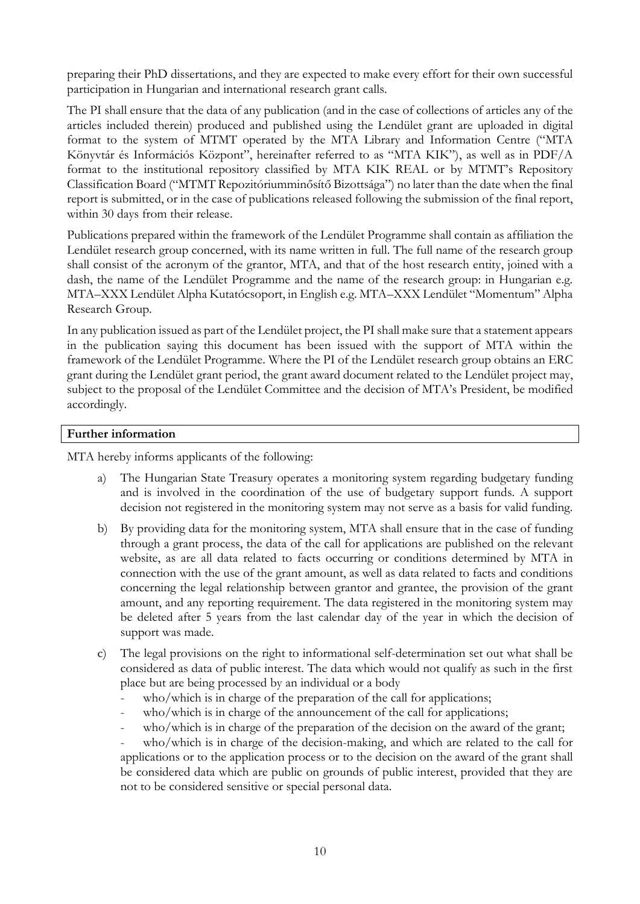preparing their PhD dissertations, and they are expected to make every effort for their own successful participation in Hungarian and international research grant calls.

The PI shall ensure that the data of any publication (and in the case of collections of articles any of the articles included therein) produced and published using the Lendület grant are uploaded in digital format to the system of MTMT operated by the MTA Library and Information Centre ("MTA Könyvtár és Információs Központ", hereinafter referred to as "MTA KIK"), as well as in PDF/A format to the institutional repository classified by MTA KIK REAL or by MTMT's Repository Classification Board ("MTMT Repozitóriumminősítő Bizottsága") no later than the date when the final report is submitted, or in the case of publications released following the submission of the final report, within 30 days from their release.

Publications prepared within the framework of the Lendület Programme shall contain as affiliation the Lendület research group concerned, with its name written in full. The full name of the research group shall consist of the acronym of the grantor, MTA, and that of the host research entity, joined with a dash, the name of the Lendület Programme and the name of the research group: in Hungarian e.g. MTA–XXX Lendület Alpha Kutatócsoport, in English e.g. MTA–XXX Lendület "Momentum" Alpha Research Group.

In any publication issued as part of the Lendület project, the PI shall make sure that a statement appears in the publication saying this document has been issued with the support of MTA within the framework of the Lendület Programme. Where the PI of the Lendület research group obtains an ERC grant during the Lendület grant period, the grant award document related to the Lendület project may, subject to the proposal of the Lendület Committee and the decision of MTA's President, be modified accordingly.

**Further information**

MTA hereby informs applicants of the following:

a) The Hungarian State Treasury operates a monitoring system regarding budgetary funding and is involved in the coordination of the use of budgetary support funds. A support decision not registered in the monitoring system may not serve as a basis for valid funding.

b) By providing data for the monitoring system, MTA shall ensure that in the case of funding through a grant process, the data of the call for applications are published on the relevant website, as are all data related to facts occurring or conditions determined by MTA in connection with the use of the grant amount, as well as data related to facts and conditions concerning the legal relationship between grantor and grantee, the provision of the grant amount, and any reporting requirement. The data registered in the monitoring system may be deleted after 5 years from the last calendar day of the year in which the decision of support was made.

c) The legal provisions on the right to informational self-determination set out what shall be considered as data of public interest. The data which would not qualify as such in the first place but are being processed by an individual or a body
   - who/which is in charge of the preparation of the call for applications;
   - who/which is in charge of the announcement of the call for applications;
   - who/which is in charge of the preparation of the decision on the award of the grant;
   - who/which is in charge of the decision-making, and which are related to the call for applications or to the application process or to the decision on the award of the grant shall be considered data which are public on grounds of public interest, provided that they are not to be considered sensitive or special personal data.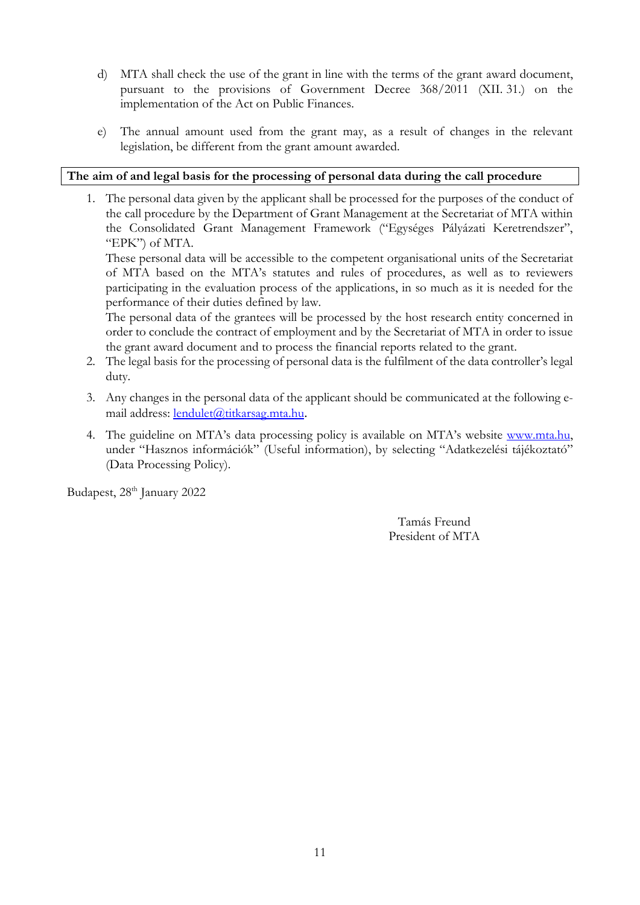d) MTA shall check the use of the grant in line with the terms of the grant award document, pursuant to the provisions of Government Decree 368/2011 (XII. 31.) on the implementation of the Act on Public Finances.

e) The annual amount used from the grant may, as a result of changes in the relevant legislation, be different from the grant amount awarded.

**The aim of and legal basis for the processing of personal data during the call procedure**

1. The personal data given by the applicant shall be processed for the purposes of the conduct of the call procedure by the Department of Grant Management at the Secretariat of MTA within the Consolidated Grant Management Framework ("Egységes Pályázati Keretrendszer", "EPK") of MTA.
   These personal data will be accessible to the competent organisational units of the Secretariat of MTA based on the MTA's statutes and rules of procedures, as well as to reviewers participating in the evaluation process of the applications, in so much as it is needed for the performance of their duties defined by law.
   The personal data of the grantees will be processed by the host research entity concerned in order to conclude the contract of employment and by the Secretariat of MTA in order to issue the grant award document and to process the financial reports related to the grant.
2. The legal basis for the processing of personal data is the fulfilment of the data controller's legal duty.
3. Any changes in the personal data of the applicant should be communicated at the following e-mail address: lendulet@titkarsag.mta.hu.
4. The guideline on MTA's data processing policy is available on MTA's website www.mta.hu, under "Hasznos információk" (Useful information), by selecting "Adatkezelési tájékoztató" (Data Processing Policy).

Budapest, 28th January 2022

Tamás Freund
President of MTA